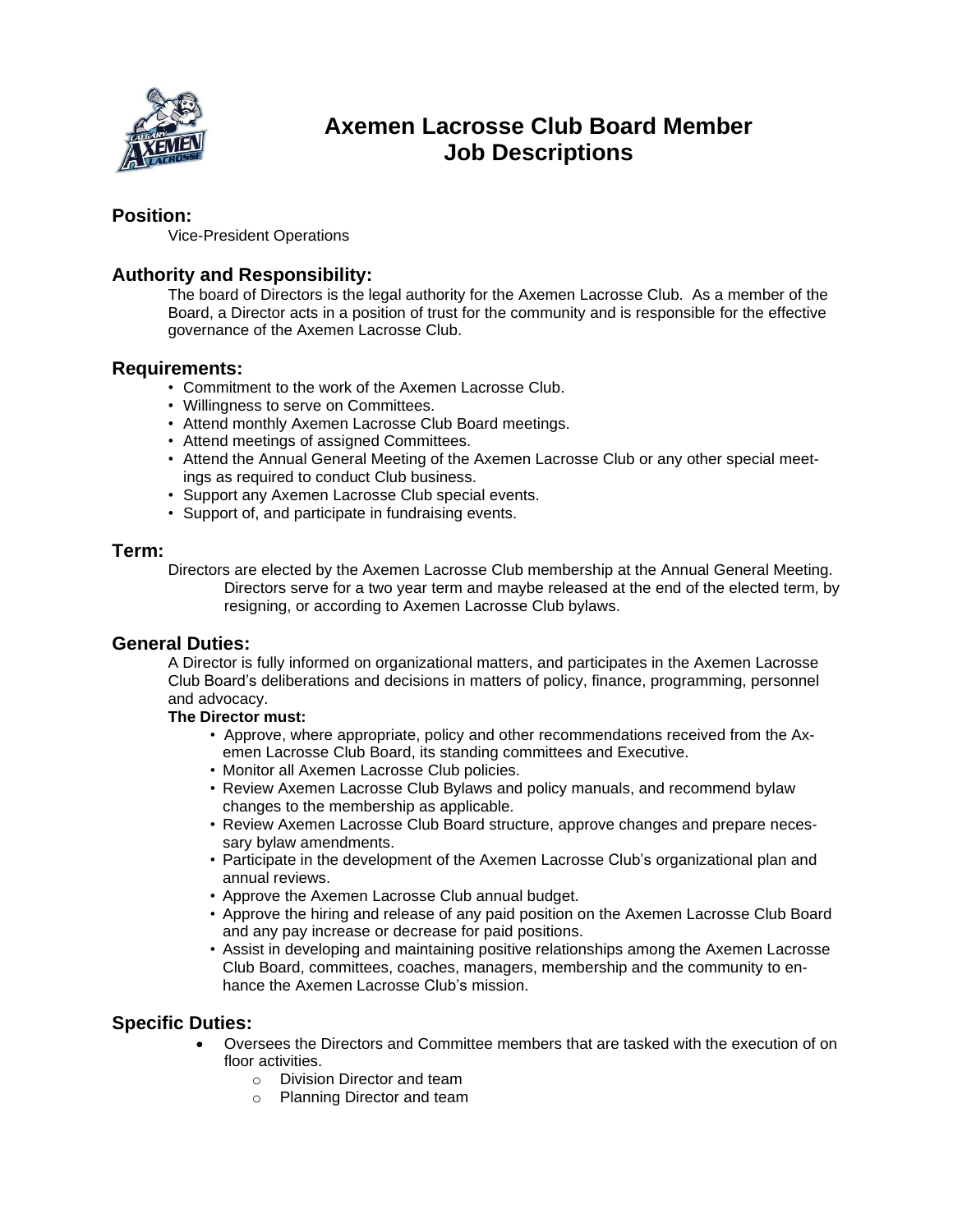# Axemen Lacrosse Club Board Member Job Descriptions

## Position:

Vice-President Operations

## Authority and Responsibility:

The board of Directors is the legal authority for the Axemen Lacrosse Club. As a member of the Board, a Director acts in a position of trust for the community and is responsible for the effective governance of the Axemen Lacrosse Club.

## Requirements:

- Commitment to the work of the Axemen Lacrosse Club.
- Willingness to serve on Committees.
- Attend monthly Axemen Lacrosse Club Board meetings.
- Attend meetings of assigned Committees.
- Attend the Annual General Meeting of the Axemen Lacrosse Club or any other special meetings as required to conduct Club business.
- Support any Axemen Lacrosse Club special events.
- Support of, and participate in fundraising events.

## Term:

Directors are elected by the Axemen Lacrosse Club membership at the Annual General Meeting. Directors serve for a two year term and maybe released at the end of the elected term, by resigning, or according to Axemen Lacrosse Club bylaws.

## General Duties:

A Director is fully informed on organizational matters, and participates in the Axemen Lacrosse Club Board's deliberations and decisions in matters of policy, finance, programming, personnel and advocacy.

**The Director must:**

- Approve, where appropriate, policy and other recommendations received from the Axemen Lacrosse Club Board, its standing committees and Executive.
- Monitor all Axemen Lacrosse Club policies.
- Review Axemen Lacrosse Club Bylaws and policy manuals, and recommend bylaw changes to the membership as applicable.
- Review Axemen Lacrosse Club Board structure, approve changes and prepare necessary bylaw amendments.
- Participate in the development of the Axemen Lacrosse Club's organizational plan and annual reviews.
- Approve the Axemen Lacrosse Club annual budget.
- Approve the hiring and release of any paid position on the Axemen Lacrosse Club Board and any pay increase or decrease for paid positions.
- Assist in developing and maintaining positive relationships among the Axemen Lacrosse Club Board, committees, coaches, managers, membership and the community to enhance the Axemen Lacrosse Club's mission.

## Specific Duties:

- Oversees the Directors and Committee members that are tasked with the execution of on floor activities.
  - Division Director and team
  - Planning Director and team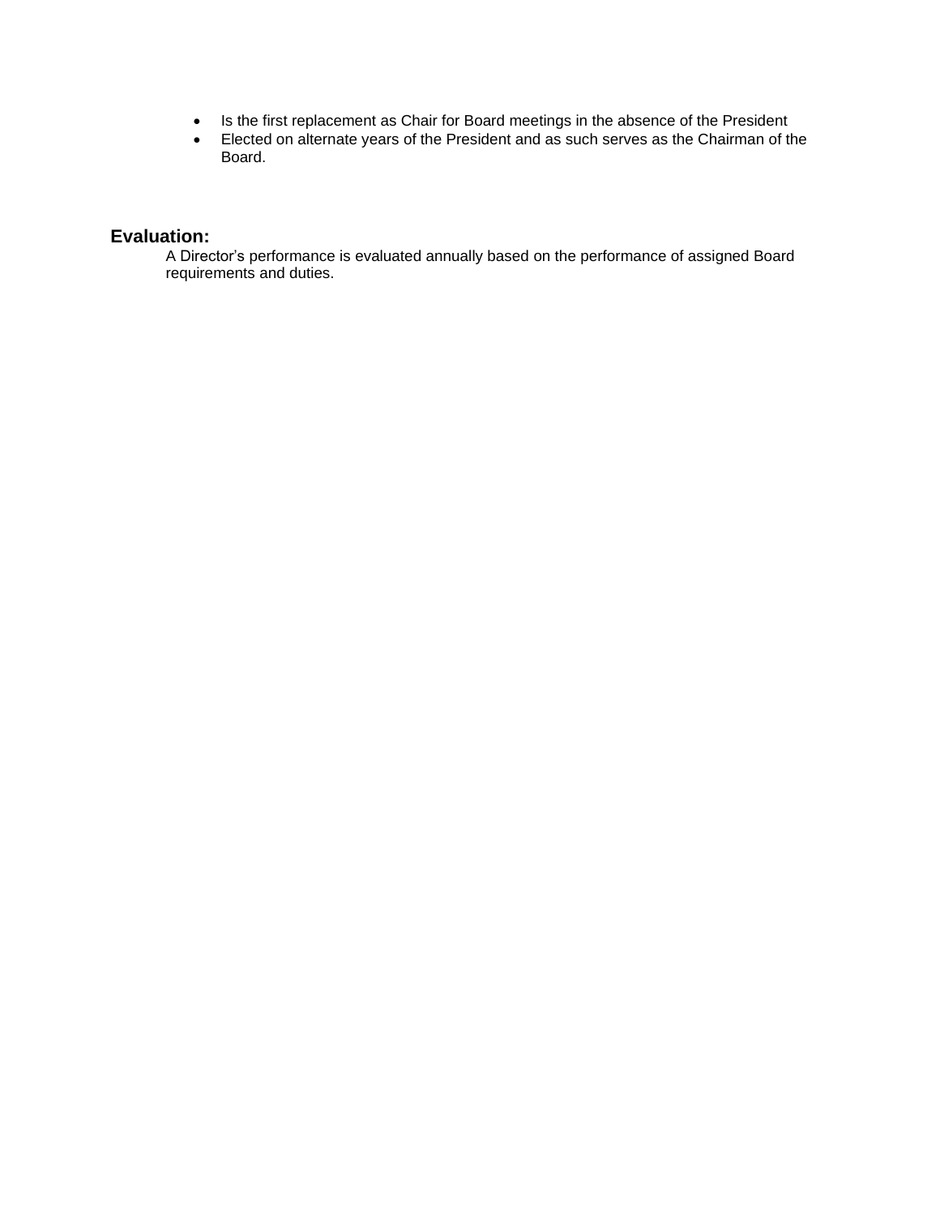- Is the first replacement as Chair for Board meetings in the absence of the President
- Elected on alternate years of the President and as such serves as the Chairman of the Board.

## Evaluation:

A Director’s performance is evaluated annually based on the performance of assigned Board requirements and duties.